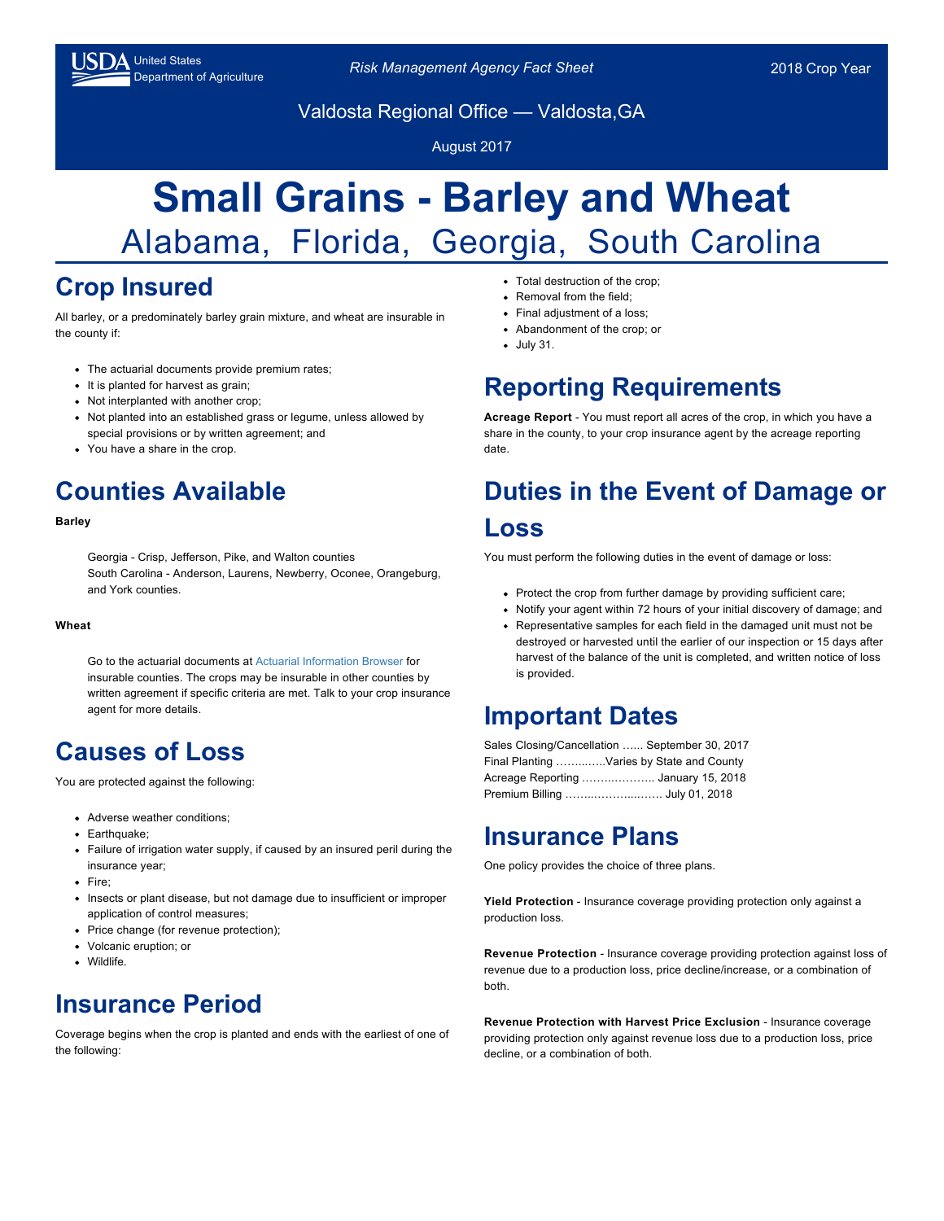USDA United States Department of Agriculture

*Risk Management Agency Fact Sheet*

2018 Crop Year

Valdosta Regional Office — Valdosta,GA

August 2017

# Small Grains - Barley and Wheat

## Alabama, Florida, Georgia, South Carolina

## Crop Insured

All barley, or a predominately barley grain mixture, and wheat are insurable in the county if:

- The actuarial documents provide premium rates;
- It is planted for harvest as grain;
- Not interplanted with another crop;
- Not planted into an established grass or legume, unless allowed by special provisions or by written agreement; and
- You have a share in the crop.

## Counties Available

**Barley**

Georgia - Crisp, Jefferson, Pike, and Walton counties
South Carolina - Anderson, Laurens, Newberry, Oconee, Orangeburg, and York counties.

**Wheat**

Go to the actuarial documents at Actuarial Information Browser for insurable counties. The crops may be insurable in other counties by written agreement if specific criteria are met. Talk to your crop insurance agent for more details.

## Causes of Loss

You are protected against the following:

- Adverse weather conditions;
- Earthquake;
- Failure of irrigation water supply, if caused by an insured peril during the insurance year;
- Fire;
- Insects or plant disease, but not damage due to insufficient or improper application of control measures;
- Price change (for revenue protection);
- Volcanic eruption; or
- Wildlife.

## Insurance Period

Coverage begins when the crop is planted and ends with the earliest of one of the following:

- Total destruction of the crop;
- Removal from the field;
- Final adjustment of a loss;
- Abandonment of the crop; or
- July 31.

## Reporting Requirements

**Acreage Report** - You must report all acres of the crop, in which you have a share in the county, to your crop insurance agent by the acreage reporting date.

## Duties in the Event of Damage or Loss

You must perform the following duties in the event of damage or loss:

- Protect the crop from further damage by providing sufficient care;
- Notify your agent within 72 hours of your initial discovery of damage; and
- Representative samples for each field in the damaged unit must not be destroyed or harvested until the earlier of our inspection or 15 days after harvest of the balance of the unit is completed, and written notice of loss is provided.

## Important Dates

Sales Closing/Cancellation …... September 30, 2017
Final Planting ……..…...Varies by State and County
Acreage Reporting ……..……….. January 15, 2018
Premium Billing ……..……...…….. July 01, 2018

## Insurance Plans

One policy provides the choice of three plans.

**Yield Protection** - Insurance coverage providing protection only against a production loss.

**Revenue Protection** - Insurance coverage providing protection against loss of revenue due to a production loss, price decline/increase, or a combination of both.

**Revenue Protection with Harvest Price Exclusion** - Insurance coverage providing protection only against revenue loss due to a production loss, price decline, or a combination of both.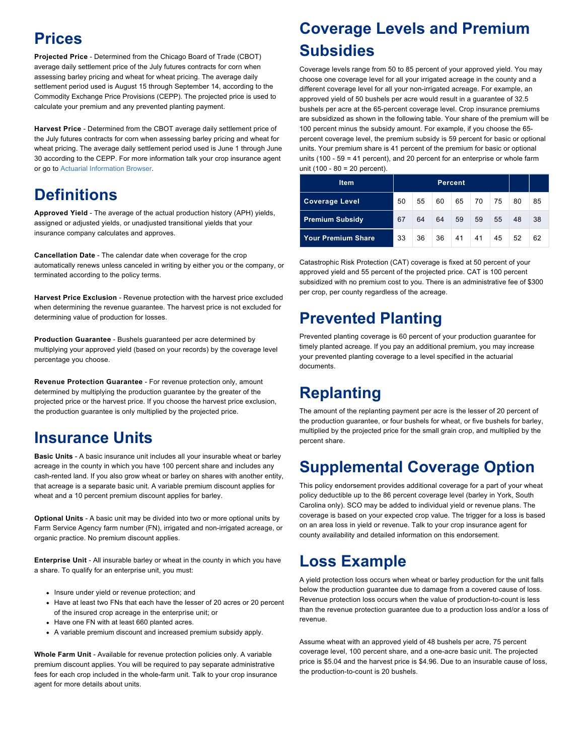## Prices

**Projected Price** - Determined from the Chicago Board of Trade (CBOT) average daily settlement price of the July futures contracts for corn when assessing barley pricing and wheat for wheat pricing. The average daily settlement period used is August 15 through September 14, according to the Commodity Exchange Price Provisions (CEPP). The projected price is used to calculate your premium and any prevented planting payment.

**Harvest Price** - Determined from the CBOT average daily settlement price of the July futures contracts for corn when assessing barley pricing and wheat for wheat pricing. The average daily settlement period used is June 1 through June 30 according to the CEPP. For more information talk your crop insurance agent or go to Actuarial Information Browser.

## Definitions

**Approved Yield** - The average of the actual production history (APH) yields, assigned or adjusted yields, or unadjusted transitional yields that your insurance company calculates and approves.

**Cancellation Date** - The calendar date when coverage for the crop automatically renews unless canceled in writing by either you or the company, or terminated according to the policy terms.

**Harvest Price Exclusion** - Revenue protection with the harvest price excluded when determining the revenue guarantee. The harvest price is not excluded for determining value of production for losses.

**Production Guarantee** - Bushels guaranteed per acre determined by multiplying your approved yield (based on your records) by the coverage level percentage you choose.

**Revenue Protection Guarantee** - For revenue protection only, amount determined by multiplying the production guarantee by the greater of the projected price or the harvest price. If you choose the harvest price exclusion, the production guarantee is only multiplied by the projected price.

## Insurance Units

**Basic Units** - A basic insurance unit includes all your insurable wheat or barley acreage in the county in which you have 100 percent share and includes any cash-rented land. If you also grow wheat or barley on shares with another entity, that acreage is a separate basic unit. A variable premium discount applies for wheat and a 10 percent premium discount applies for barley.

**Optional Units** - A basic unit may be divided into two or more optional units by Farm Service Agency farm number (FN), irrigated and non-irrigated acreage, or organic practice. No premium discount applies.

**Enterprise Unit** - All insurable barley or wheat in the county in which you have a share. To qualify for an enterprise unit, you must:

- Insure under yield or revenue protection; and
- Have at least two FNs that each have the lesser of 20 acres or 20 percent of the insured crop acreage in the enterprise unit; or
- Have one FN with at least 660 planted acres.
- A variable premium discount and increased premium subsidy apply.

**Whole Farm Unit** - Available for revenue protection policies only. A variable premium discount applies. You will be required to pay separate administrative fees for each crop included in the whole-farm unit. Talk to your crop insurance agent for more details about units.

## Coverage Levels and Premium Subsidies

Coverage levels range from 50 to 85 percent of your approved yield. You may choose one coverage level for all your irrigated acreage in the county and a different coverage level for all your non-irrigated acreage. For example, an approved yield of 50 bushels per acre would result in a guarantee of 32.5 bushels per acre at the 65-percent coverage level. Crop insurance premiums are subsidized as shown in the following table. Your share of the premium will be 100 percent minus the subsidy amount. For example, if you choose the 65-percent coverage level, the premium subsidy is 59 percent for basic or optional units. Your premium share is 41 percent of the premium for basic or optional units (100 - 59 = 41 percent), and 20 percent for an enterprise or whole farm unit (100 - 80 = 20 percent).

| Item | Percent | | | | | | | |
|---|---|---|---|---|---|---|---|---|
| Coverage Level | 50 | 55 | 60 | 65 | 70 | 75 | 80 | 85 |
| Premium Subsidy | 67 | 64 | 64 | 59 | 59 | 55 | 48 | 38 |
| Your Premium Share | 33 | 36 | 36 | 41 | 41 | 45 | 52 | 62 |

Catastrophic Risk Protection (CAT) coverage is fixed at 50 percent of your approved yield and 55 percent of the projected price. CAT is 100 percent subsidized with no premium cost to you. There is an administrative fee of $300 per crop, per county regardless of the acreage.

## Prevented Planting

Prevented planting coverage is 60 percent of your production guarantee for timely planted acreage. If you pay an additional premium, you may increase your prevented planting coverage to a level specified in the actuarial documents.

## Replanting

The amount of the replanting payment per acre is the lesser of 20 percent of the production guarantee, or four bushels for wheat, or five bushels for barley, multiplied by the projected price for the small grain crop, and multiplied by the percent share.

## Supplemental Coverage Option

This policy endorsement provides additional coverage for a part of your wheat policy deductible up to the 86 percent coverage level (barley in York, South Carolina only). SCO may be added to individual yield or revenue plans. The coverage is based on your expected crop value. The trigger for a loss is based on an area loss in yield or revenue. Talk to your crop insurance agent for county availability and detailed information on this endorsement.

## Loss Example

A yield protection loss occurs when wheat or barley production for the unit falls below the production guarantee due to damage from a covered cause of loss. Revenue protection loss occurs when the value of production-to-count is less than the revenue protection guarantee due to a production loss and/or a loss of revenue.

Assume wheat with an approved yield of 48 bushels per acre, 75 percent coverage level, 100 percent share, and a one-acre basic unit. The projected price is $5.04 and the harvest price is $4.96. Due to an insurable cause of loss, the production-to-count is 20 bushels.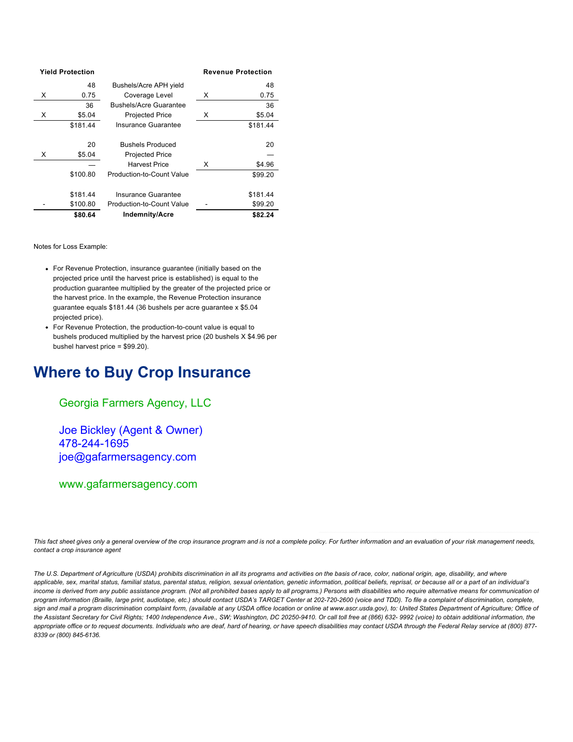| Yield Protection | | | Revenue Protection | |
|---|---|---|---|---|
| | 48 | Bushels/Acre APH yield | | 48 |
| X | 0.75 | Coverage Level | X | 0.75 |
| | 36 | Bushels/Acre Guarantee | | 36 |
| X | $5.04 | Projected Price | X | $5.04 |
| | $181.44 | Insurance Guarantee | | $181.44 |
| | 20 | Bushels Produced | | 20 |
| X | $5.04 | Projected Price | | — |
| | — | Harvest Price | X | $4.96 |
| | $100.80 | Production-to-Count Value | | $99.20 |
| | $181.44 | Insurance Guarantee | | $181.44 |
| - | $100.80 | Production-to-Count Value | - | $99.20 |
| | **$80.64** | **Indemnity/Acre** | | **$82.24** |

Notes for Loss Example:

- For Revenue Protection, insurance guarantee (initially based on the projected price until the harvest price is established) is equal to the production guarantee multiplied by the greater of the projected price or the harvest price. In the example, the Revenue Protection insurance guarantee equals $181.44 (36 bushels per acre guarantee x $5.04 projected price).
- For Revenue Protection, the production-to-count value is equal to bushels produced multiplied by the harvest price (20 bushels X $4.96 per bushel harvest price = $99.20).

# Where to Buy Crop Insurance

Georgia Farmers Agency, LLC

Joe Bickley (Agent & Owner)
478-244-1695
joe@gafarmersagency.com

www.gafarmersagency.com

*This fact sheet gives only a general overview of the crop insurance program and is not a complete policy. For further information and an evaluation of your risk management needs, contact a crop insurance agent*

*The U.S. Department of Agriculture (USDA) prohibits discrimination in all its programs and activities on the basis of race, color, national origin, age, disability, and where applicable, sex, marital status, familial status, parental status, religion, sexual orientation, genetic information, political beliefs, reprisal, or because all or a part of an individual's income is derived from any public assistance program. (Not all prohibited bases apply to all programs.) Persons with disabilities who require alternative means for communication of program information (Braille, large print, audiotape, etc.) should contact USDA's TARGET Center at 202-720-2600 (voice and TDD). To file a complaint of discrimination, complete, sign and mail a program discrimination complaint form, (available at any USDA office location or online at www.ascr.usda.gov), to: United States Department of Agriculture; Office of the Assistant Secretary for Civil Rights; 1400 Independence Ave., SW; Washington, DC 20250-9410. Or call toll free at (866) 632- 9992 (voice) to obtain additional information, the appropriate office or to request documents. Individuals who are deaf, hard of hearing, or have speech disabilities may contact USDA through the Federal Relay service at (800) 877-8339 or (800) 845-6136.*